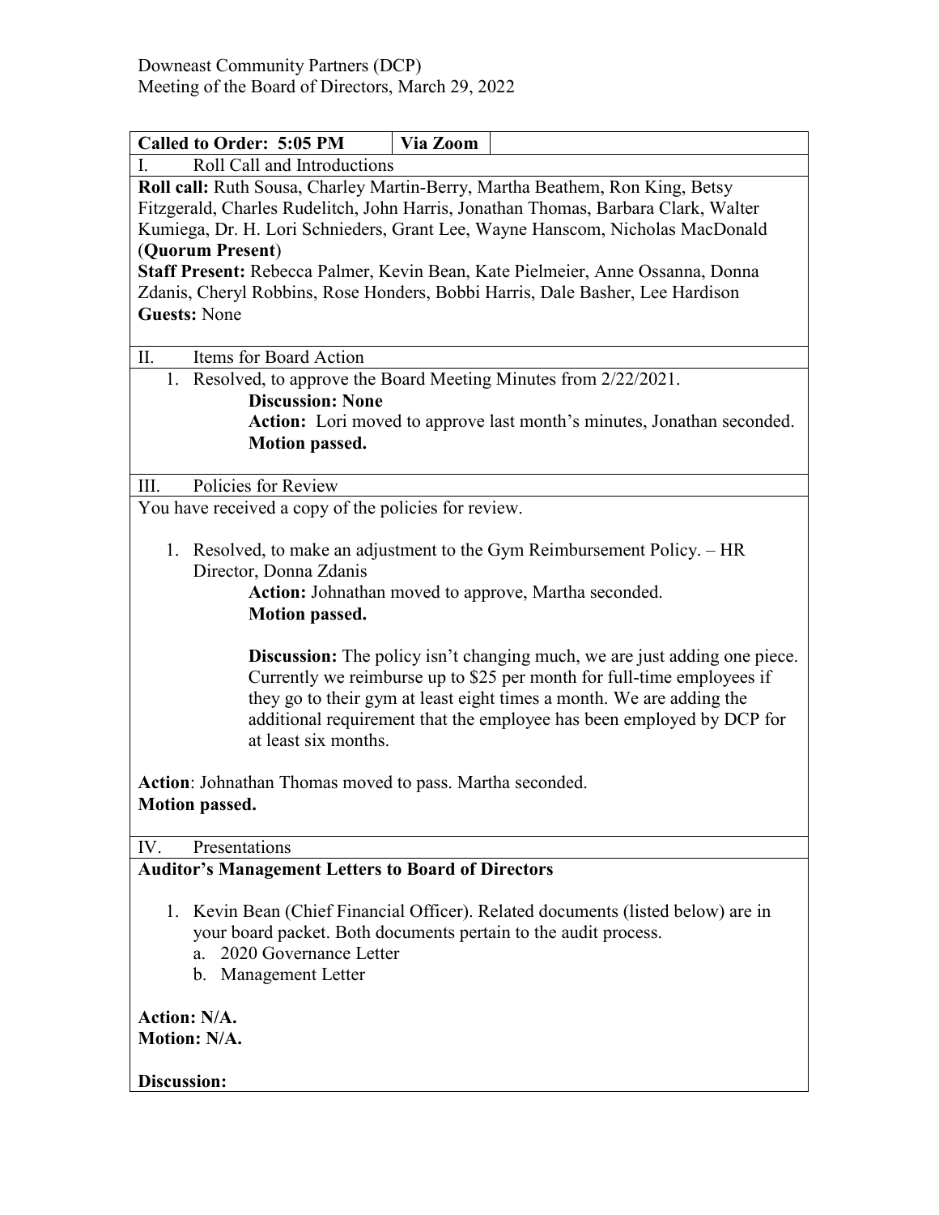Downeast Community Partners (DCP)
Meeting of the Board of Directors, March 29, 2022

| **Called to Order: 5:05 PM** | **Via Zoom** | |
|---|---|---|

I. Roll Call and Introductions

**Roll call:** Ruth Sousa, Charley Martin-Berry, Martha Beathem, Ron King, Betsy Fitzgerald, Charles Rudelitch, John Harris, Jonathan Thomas, Barbara Clark, Walter Kumiega, Dr. H. Lori Schnieders, Grant Lee, Wayne Hanscom, Nicholas MacDonald (**Quorum Present**)
**Staff Present:** Rebecca Palmer, Kevin Bean, Kate Pielmeier, Anne Ossanna, Donna Zdanis, Cheryl Robbins, Rose Honders, Bobbi Harris, Dale Basher, Lee Hardison
**Guests:** None

II. Items for Board Action

1. Resolved, to approve the Board Meeting Minutes from 2/22/2021.
   **Discussion: None**
   **Action:** Lori moved to approve last month's minutes, Jonathan seconded.
   **Motion passed.**

III. Policies for Review

You have received a copy of the policies for review.

1. Resolved, to make an adjustment to the Gym Reimbursement Policy. – HR Director, Donna Zdanis
   **Action:** Johnathan moved to approve, Martha seconded.
   **Motion passed.**

   **Discussion:** The policy isn't changing much, we are just adding one piece. Currently we reimburse up to $25 per month for full-time employees if they go to their gym at least eight times a month. We are adding the additional requirement that the employee has been employed by DCP for at least six months.

**Action**: Johnathan Thomas moved to pass. Martha seconded.
**Motion passed.**

IV. Presentations

**Auditor's Management Letters to Board of Directors**

1. Kevin Bean (Chief Financial Officer). Related documents (listed below) are in your board packet. Both documents pertain to the audit process.
   a. 2020 Governance Letter
   b. Management Letter

**Action: N/A.**
**Motion: N/A.**

**Discussion:**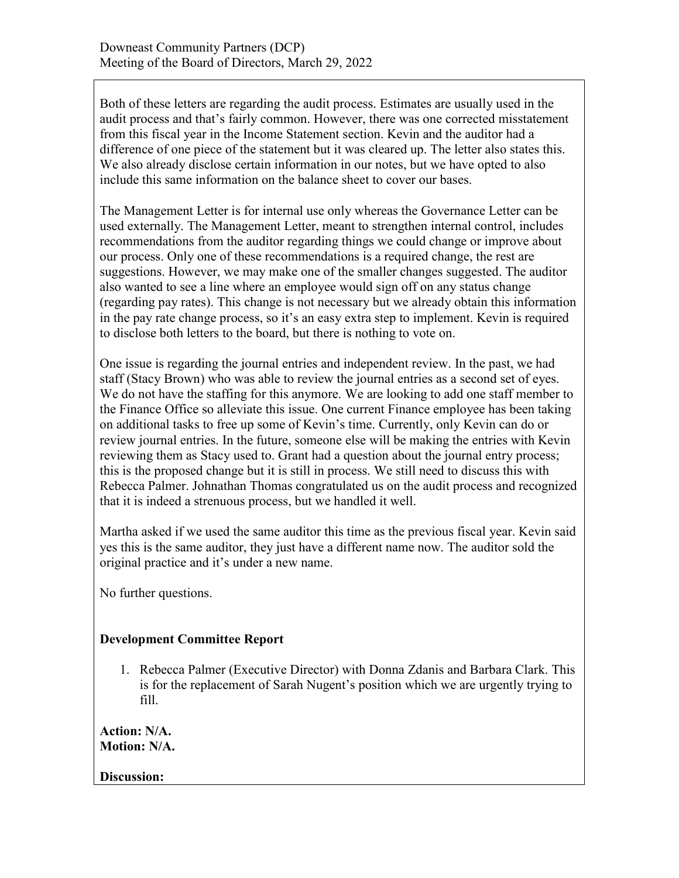Both of these letters are regarding the audit process. Estimates are usually used in the audit process and that's fairly common. However, there was one corrected misstatement from this fiscal year in the Income Statement section. Kevin and the auditor had a difference of one piece of the statement but it was cleared up. The letter also states this. We also already disclose certain information in our notes, but we have opted to also include this same information on the balance sheet to cover our bases.

The Management Letter is for internal use only whereas the Governance Letter can be used externally. The Management Letter, meant to strengthen internal control, includes recommendations from the auditor regarding things we could change or improve about our process. Only one of these recommendations is a required change, the rest are suggestions. However, we may make one of the smaller changes suggested. The auditor also wanted to see a line where an employee would sign off on any status change (regarding pay rates). This change is not necessary but we already obtain this information in the pay rate change process, so it's an easy extra step to implement. Kevin is required to disclose both letters to the board, but there is nothing to vote on.

One issue is regarding the journal entries and independent review. In the past, we had staff (Stacy Brown) who was able to review the journal entries as a second set of eyes. We do not have the staffing for this anymore. We are looking to add one staff member to the Finance Office so alleviate this issue. One current Finance employee has been taking on additional tasks to free up some of Kevin's time. Currently, only Kevin can do or review journal entries. In the future, someone else will be making the entries with Kevin reviewing them as Stacy used to. Grant had a question about the journal entry process; this is the proposed change but it is still in process. We still need to discuss this with Rebecca Palmer. Johnathan Thomas congratulated us on the audit process and recognized that it is indeed a strenuous process, but we handled it well.

Martha asked if we used the same auditor this time as the previous fiscal year. Kevin said yes this is the same auditor, they just have a different name now. The auditor sold the original practice and it's under a new name.

No further questions.

**Development Committee Report**

1. Rebecca Palmer (Executive Director) with Donna Zdanis and Barbara Clark. This is for the replacement of Sarah Nugent's position which we are urgently trying to fill.

**Action: N/A.**
**Motion: N/A.**

**Discussion:**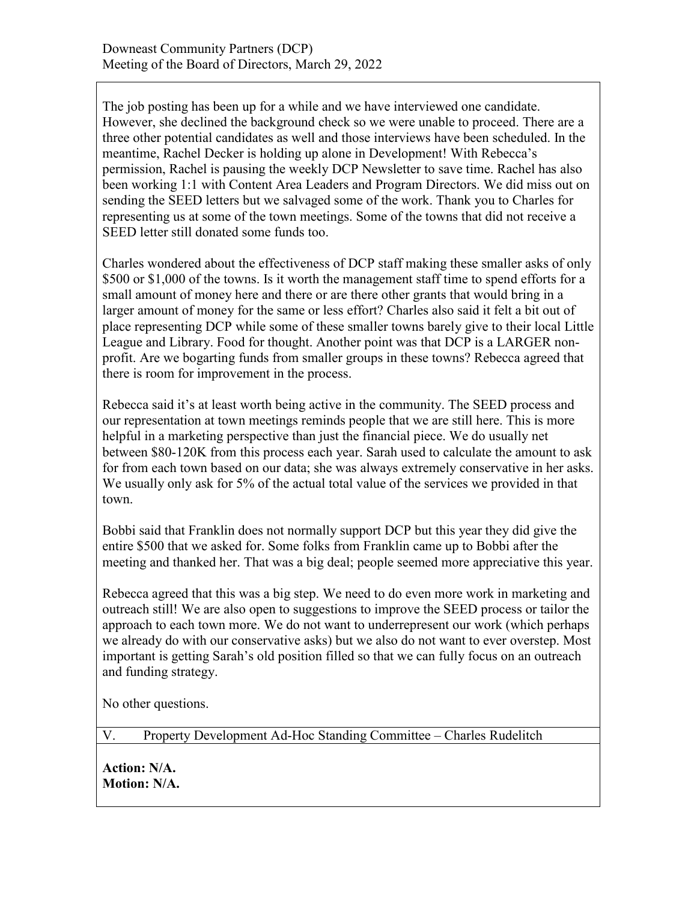The job posting has been up for a while and we have interviewed one candidate. However, she declined the background check so we were unable to proceed. There are a three other potential candidates as well and those interviews have been scheduled. In the meantime, Rachel Decker is holding up alone in Development! With Rebecca's permission, Rachel is pausing the weekly DCP Newsletter to save time. Rachel has also been working 1:1 with Content Area Leaders and Program Directors. We did miss out on sending the SEED letters but we salvaged some of the work. Thank you to Charles for representing us at some of the town meetings. Some of the towns that did not receive a SEED letter still donated some funds too.

Charles wondered about the effectiveness of DCP staff making these smaller asks of only $500 or $1,000 of the towns. Is it worth the management staff time to spend efforts for a small amount of money here and there or are there other grants that would bring in a larger amount of money for the same or less effort? Charles also said it felt a bit out of place representing DCP while some of these smaller towns barely give to their local Little League and Library. Food for thought. Another point was that DCP is a LARGER non-profit. Are we bogarting funds from smaller groups in these towns? Rebecca agreed that there is room for improvement in the process.

Rebecca said it's at least worth being active in the community. The SEED process and our representation at town meetings reminds people that we are still here. This is more helpful in a marketing perspective than just the financial piece. We do usually net between $80-120K from this process each year. Sarah used to calculate the amount to ask for from each town based on our data; she was always extremely conservative in her asks. We usually only ask for 5% of the actual total value of the services we provided in that town.

Bobbi said that Franklin does not normally support DCP but this year they did give the entire $500 that we asked for. Some folks from Franklin came up to Bobbi after the meeting and thanked her. That was a big deal; people seemed more appreciative this year.

Rebecca agreed that this was a big step. We need to do even more work in marketing and outreach still! We are also open to suggestions to improve the SEED process or tailor the approach to each town more. We do not want to underrepresent our work (which perhaps we already do with our conservative asks) but we also do not want to ever overstep. Most important is getting Sarah's old position filled so that we can fully focus on an outreach and funding strategy.

No other questions.

V. Property Development Ad-Hoc Standing Committee – Charles Rudelitch

**Action: N/A.**
**Motion: N/A.**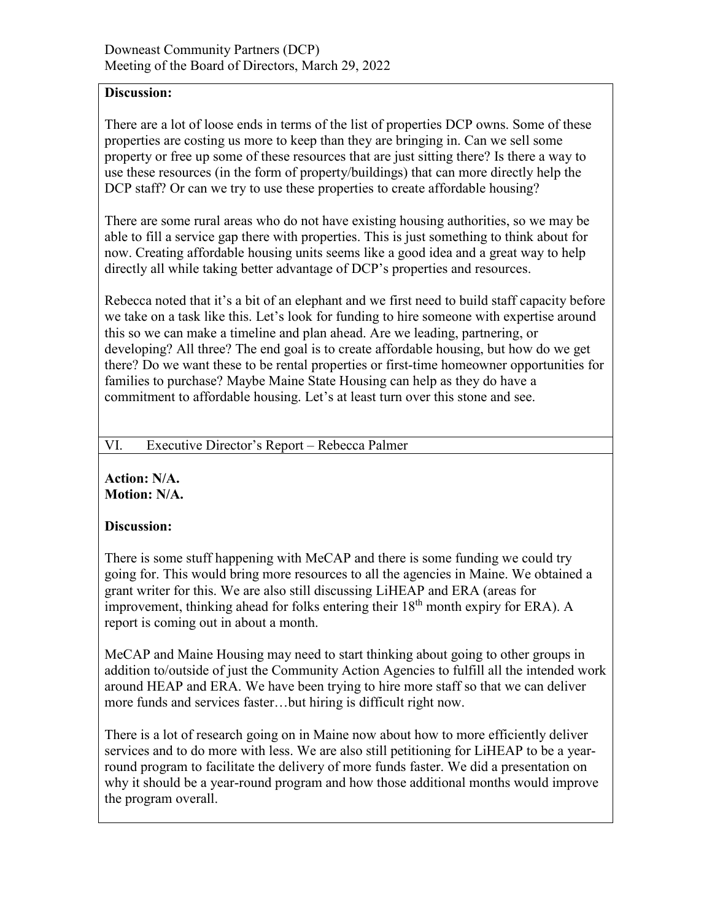**Discussion:**

There are a lot of loose ends in terms of the list of properties DCP owns. Some of these properties are costing us more to keep than they are bringing in. Can we sell some property or free up some of these resources that are just sitting there? Is there a way to use these resources (in the form of property/buildings) that can more directly help the DCP staff? Or can we try to use these properties to create affordable housing?

There are some rural areas who do not have existing housing authorities, so we may be able to fill a service gap there with properties. This is just something to think about for now. Creating affordable housing units seems like a good idea and a great way to help directly all while taking better advantage of DCP's properties and resources.

Rebecca noted that it's a bit of an elephant and we first need to build staff capacity before we take on a task like this. Let's look for funding to hire someone with expertise around this so we can make a timeline and plan ahead. Are we leading, partnering, or developing? All three? The end goal is to create affordable housing, but how do we get there? Do we want these to be rental properties or first-time homeowner opportunities for families to purchase? Maybe Maine State Housing can help as they do have a commitment to affordable housing. Let's at least turn over this stone and see.

## VI. Executive Director's Report – Rebecca Palmer

**Action: N/A.**
**Motion: N/A.**

**Discussion:**

There is some stuff happening with MeCAP and there is some funding we could try going for. This would bring more resources to all the agencies in Maine. We obtained a grant writer for this. We are also still discussing LiHEAP and ERA (areas for improvement, thinking ahead for folks entering their 18th month expiry for ERA). A report is coming out in about a month.

MeCAP and Maine Housing may need to start thinking about going to other groups in addition to/outside of just the Community Action Agencies to fulfill all the intended work around HEAP and ERA. We have been trying to hire more staff so that we can deliver more funds and services faster…but hiring is difficult right now.

There is a lot of research going on in Maine now about how to more efficiently deliver services and to do more with less. We are also still petitioning for LiHEAP to be a year-round program to facilitate the delivery of more funds faster. We did a presentation on why it should be a year-round program and how those additional months would improve the program overall.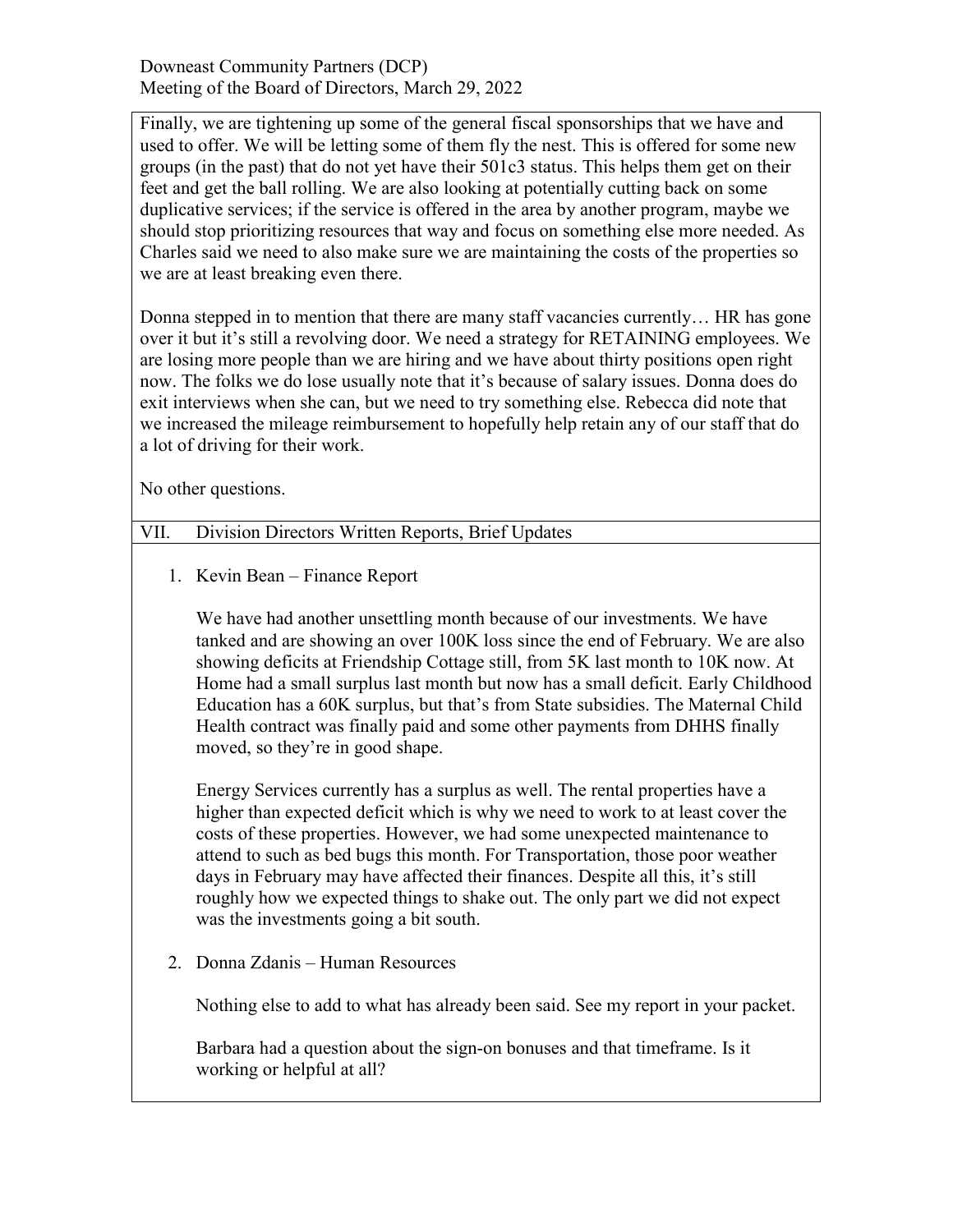Finally, we are tightening up some of the general fiscal sponsorships that we have and used to offer. We will be letting some of them fly the nest. This is offered for some new groups (in the past) that do not yet have their 501c3 status. This helps them get on their feet and get the ball rolling. We are also looking at potentially cutting back on some duplicative services; if the service is offered in the area by another program, maybe we should stop prioritizing resources that way and focus on something else more needed. As Charles said we need to also make sure we are maintaining the costs of the properties so we are at least breaking even there.

Donna stepped in to mention that there are many staff vacancies currently… HR has gone over it but it's still a revolving door. We need a strategy for RETAINING employees. We are losing more people than we are hiring and we have about thirty positions open right now. The folks we do lose usually note that it's because of salary issues. Donna does do exit interviews when she can, but we need to try something else. Rebecca did note that we increased the mileage reimbursement to hopefully help retain any of our staff that do a lot of driving for their work.

No other questions.

## VII. Division Directors Written Reports, Brief Updates

1. Kevin Bean – Finance Report

   We have had another unsettling month because of our investments. We have tanked and are showing an over 100K loss since the end of February. We are also showing deficits at Friendship Cottage still, from 5K last month to 10K now. At Home had a small surplus last month but now has a small deficit. Early Childhood Education has a 60K surplus, but that's from State subsidies. The Maternal Child Health contract was finally paid and some other payments from DHHS finally moved, so they're in good shape.

   Energy Services currently has a surplus as well. The rental properties have a higher than expected deficit which is why we need to work to at least cover the costs of these properties. However, we had some unexpected maintenance to attend to such as bed bugs this month. For Transportation, those poor weather days in February may have affected their finances. Despite all this, it's still roughly how we expected things to shake out. The only part we did not expect was the investments going a bit south.

2. Donna Zdanis – Human Resources

   Nothing else to add to what has already been said. See my report in your packet.

   Barbara had a question about the sign-on bonuses and that timeframe. Is it working or helpful at all?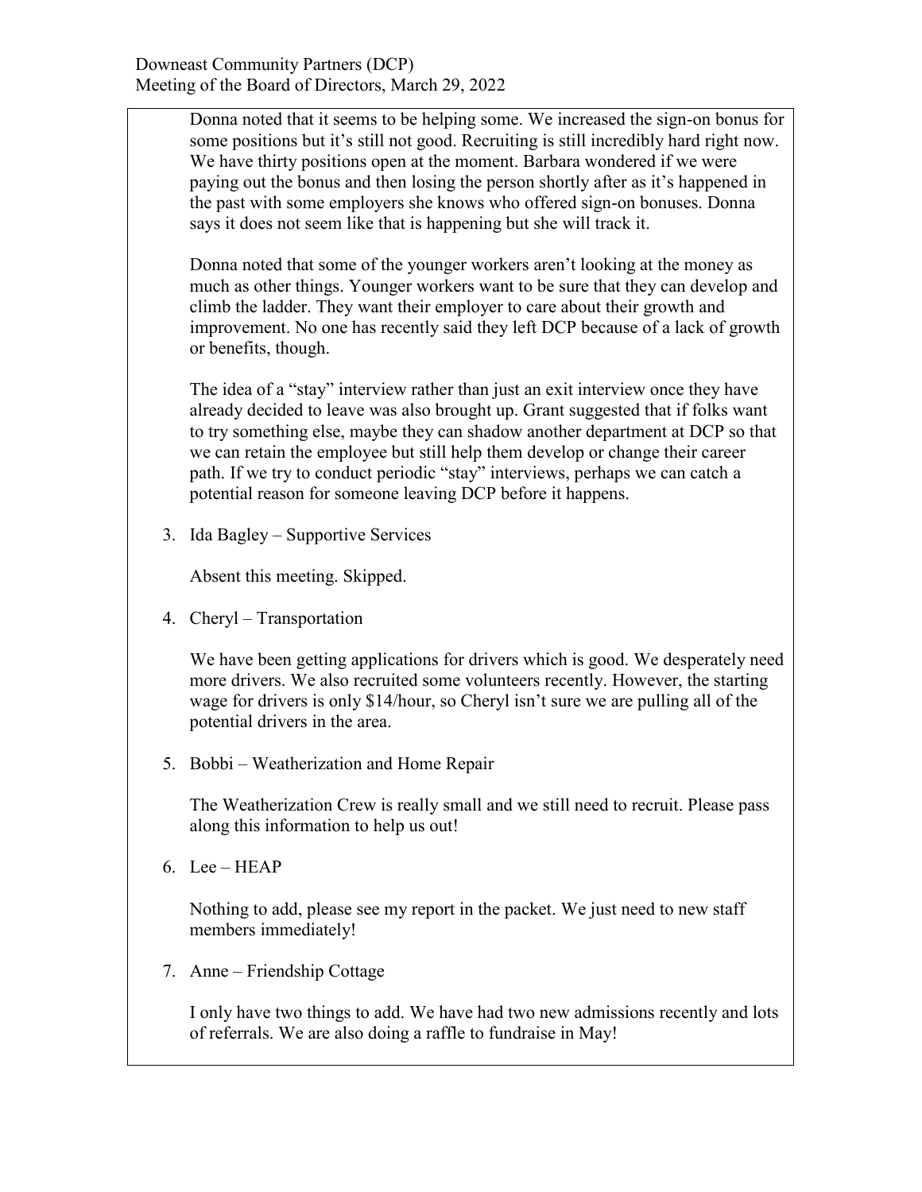Donna noted that it seems to be helping some. We increased the sign-on bonus for some positions but it's still not good. Recruiting is still incredibly hard right now. We have thirty positions open at the moment. Barbara wondered if we were paying out the bonus and then losing the person shortly after as it's happened in the past with some employers she knows who offered sign-on bonuses. Donna says it does not seem like that is happening but she will track it.

Donna noted that some of the younger workers aren't looking at the money as much as other things. Younger workers want to be sure that they can develop and climb the ladder. They want their employer to care about their growth and improvement. No one has recently said they left DCP because of a lack of growth or benefits, though.

The idea of a "stay" interview rather than just an exit interview once they have already decided to leave was also brought up. Grant suggested that if folks want to try something else, maybe they can shadow another department at DCP so that we can retain the employee but still help them develop or change their career path. If we try to conduct periodic "stay" interviews, perhaps we can catch a potential reason for someone leaving DCP before it happens.

3. Ida Bagley – Supportive Services

   Absent this meeting. Skipped.

4. Cheryl – Transportation

   We have been getting applications for drivers which is good. We desperately need more drivers. We also recruited some volunteers recently. However, the starting wage for drivers is only $14/hour, so Cheryl isn't sure we are pulling all of the potential drivers in the area.

5. Bobbi – Weatherization and Home Repair

   The Weatherization Crew is really small and we still need to recruit. Please pass along this information to help us out!

6. Lee – HEAP

   Nothing to add, please see my report in the packet. We just need to new staff members immediately!

7. Anne – Friendship Cottage

   I only have two things to add. We have had two new admissions recently and lots of referrals. We are also doing a raffle to fundraise in May!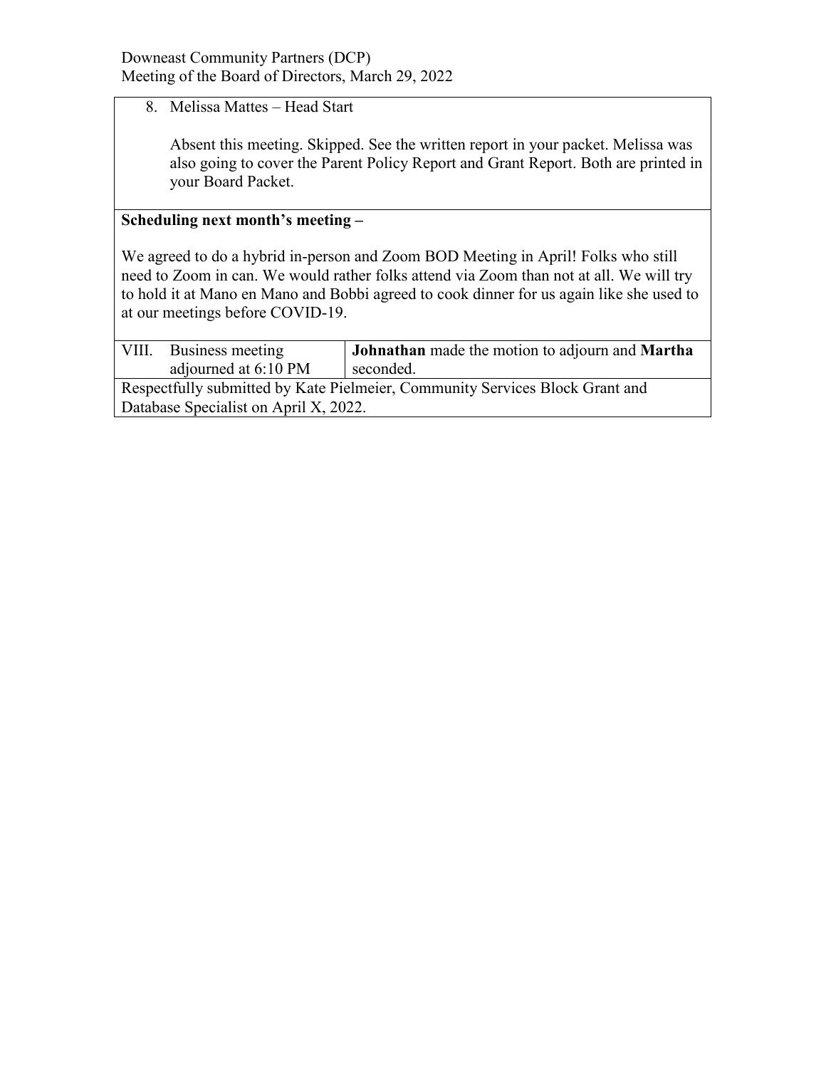8. Melissa Mattes – Head Start

   Absent this meeting. Skipped. See the written report in your packet. Melissa was also going to cover the Parent Policy Report and Grant Report. Both are printed in your Board Packet.

**Scheduling next month's meeting –**

We agreed to do a hybrid in-person and Zoom BOD Meeting in April! Folks who still need to Zoom in can. We would rather folks attend via Zoom than not at all. We will try to hold it at Mano en Mano and Bobbi agreed to cook dinner for us again like she used to at our meetings before COVID-19.

| | |
|---|---|
| VIII. Business meeting adjourned at 6:10 PM | **Johnathan** made the motion to adjourn and **Martha** seconded. |

Respectfully submitted by Kate Pielmeier, Community Services Block Grant and Database Specialist on April X, 2022.